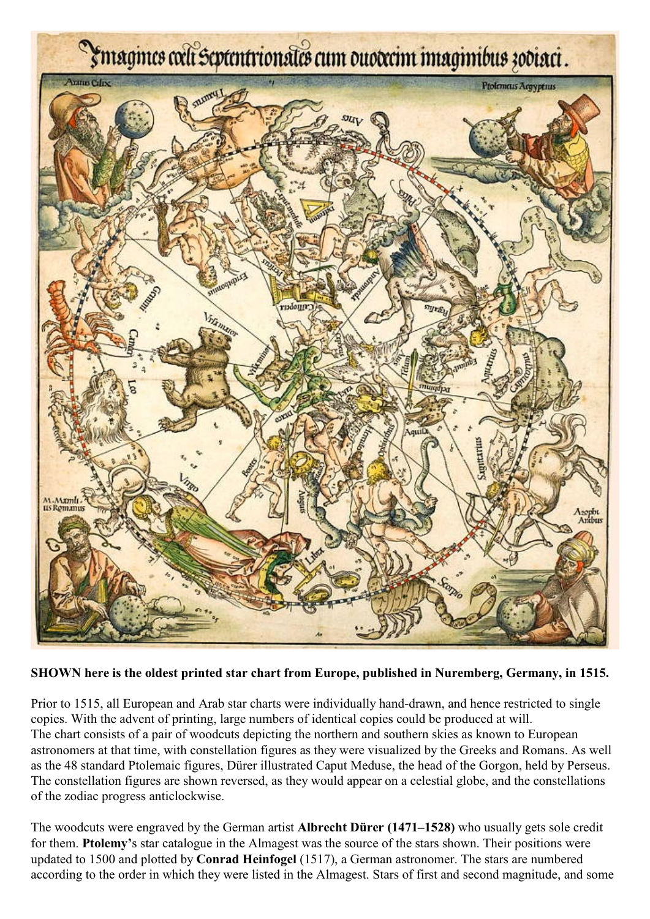**SHOWN here is the oldest printed star chart from Europe, published in Nuremberg, Germany, in 1515.**

Prior to 1515, all European and Arab star charts were individually hand-drawn, and hence restricted to single copies. With the advent of printing, large numbers of identical copies could be produced at will. The chart consists of a pair of woodcuts depicting the northern and southern skies as known to European astronomers at that time, with constellation figures as they were visualized by the Greeks and Romans. As well as the 48 standard Ptolemaic figures, Dürer illustrated Caput Meduse, the head of the Gorgon, held by Perseus. The constellation figures are shown reversed, as they would appear on a celestial globe, and the constellations of the zodiac progress anticlockwise.

The woodcuts were engraved by the German artist **Albrecht Dürer (1471–1528)** who usually gets sole credit for them. **Ptolemy'**s star catalogue in the Almagest was the source of the stars shown. Their positions were updated to 1500 and plotted by **Conrad Heinfogel** (1517), a German astronomer. The stars are numbered according to the order in which they were listed in the Almagest. Stars of first and second magnitude, and some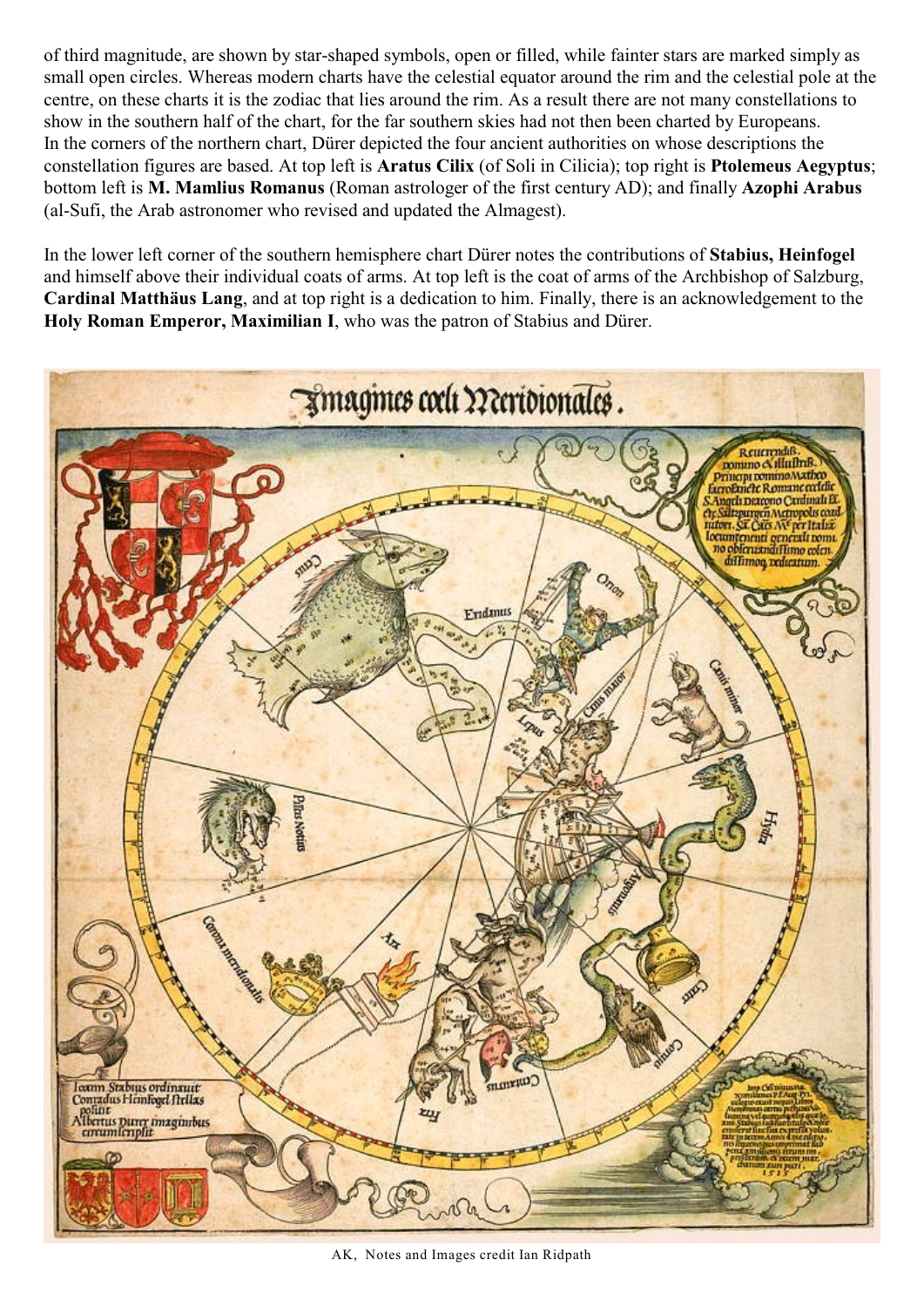of third magnitude, are shown by star-shaped symbols, open or filled, while fainter stars are marked simply as small open circles. Whereas modern charts have the celestial equator around the rim and the celestial pole at the centre, on these charts it is the zodiac that lies around the rim. As a result there are not many constellations to show in the southern half of the chart, for the far southern skies had not then been charted by Europeans.
In the corners of the northern chart, Dürer depicted the four ancient authorities on whose descriptions the constellation figures are based. At top left is **Aratus Cilix** (of Soli in Cilicia); top right is **Ptolemeus Aegyptus**; bottom left is **M. Mamlius Romanus** (Roman astrologer of the first century AD); and finally **Azophi Arabus** (al-Sufi, the Arab astronomer who revised and updated the Almagest).

In the lower left corner of the southern hemisphere chart Dürer notes the contributions of **Stabius, Heinfogel** and himself above their individual coats of arms. At top left is the coat of arms of the Archbishop of Salzburg, **Cardinal Matthäus Lang**, and at top right is a dedication to him. Finally, there is an acknowledgement to the **Holy Roman Emperor, Maximilian I**, who was the patron of Stabius and Dürer.

AK, Notes and Images credit Ian Ridpath